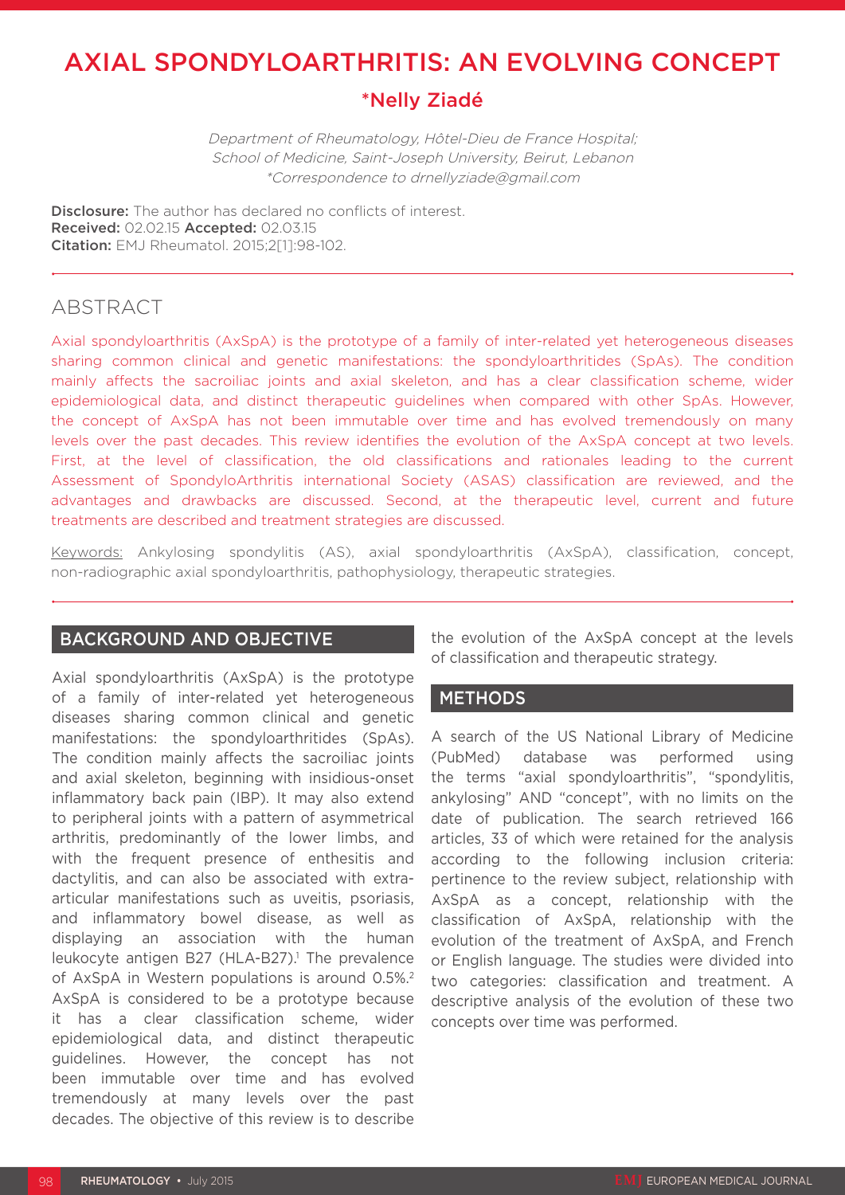# AXIAL SPONDYLOARTHRITIS: AN EVOLVING CONCEPT

## *Nelly Ziadé

*Department of Rheumatology, Hôtel-Dieu de France Hospital; School of Medicine, Saint-Joseph University, Beirut, Lebanon*
*\*Correspondence to drnellyziade@gmail.com*

**Disclosure:** The author has declared no conflicts of interest.
**Received:** 02.02.15 **Accepted:** 02.03.15
**Citation:** EMJ Rheumatol. 2015;2[1]:98-102.

## ABSTRACT

Axial spondyloarthritis (AxSpA) is the prototype of a family of inter-related yet heterogeneous diseases sharing common clinical and genetic manifestations: the spondyloarthritides (SpAs). The condition mainly affects the sacroiliac joints and axial skeleton, and has a clear classification scheme, wider epidemiological data, and distinct therapeutic guidelines when compared with other SpAs. However, the concept of AxSpA has not been immutable over time and has evolved tremendously on many levels over the past decades. This review identifies the evolution of the AxSpA concept at two levels. First, at the level of classification, the old classifications and rationales leading to the current Assessment of SpondyloArthritis international Society (ASAS) classification are reviewed, and the advantages and drawbacks are discussed. Second, at the therapeutic level, current and future treatments are described and treatment strategies are discussed.

Keywords: Ankylosing spondylitis (AS), axial spondyloarthritis (AxSpA), classification, concept, non-radiographic axial spondyloarthritis, pathophysiology, therapeutic strategies.

## BACKGROUND AND OBJECTIVE

Axial spondyloarthritis (AxSpA) is the prototype of a family of inter-related yet heterogeneous diseases sharing common clinical and genetic manifestations: the spondyloarthritides (SpAs). The condition mainly affects the sacroiliac joints and axial skeleton, beginning with insidious-onset inflammatory back pain (IBP). It may also extend to peripheral joints with a pattern of asymmetrical arthritis, predominantly of the lower limbs, and with the frequent presence of enthesitis and dactylitis, and can also be associated with extra-articular manifestations such as uveitis, psoriasis, and inflammatory bowel disease, as well as displaying an association with the human leukocyte antigen B27 (HLA-B27).[1] The prevalence of AxSpA in Western populations is around 0.5%.[2] AxSpA is considered to be a prototype because it has a clear classification scheme, wider epidemiological data, and distinct therapeutic guidelines. However, the concept has not been immutable over time and has evolved tremendously at many levels over the past decades. The objective of this review is to describe the evolution of the AxSpA concept at the levels of classification and therapeutic strategy.

## METHODS

A search of the US National Library of Medicine (PubMed) database was performed using the terms "axial spondyloarthritis", "spondylitis, ankylosing" AND "concept", with no limits on the date of publication. The search retrieved 166 articles, 33 of which were retained for the analysis according to the following inclusion criteria: pertinence to the review subject, relationship with AxSpA as a concept, relationship with the classification of AxSpA, relationship with the evolution of the treatment of AxSpA, and French or English language. The studies were divided into two categories: classification and treatment. A descriptive analysis of the evolution of these two concepts over time was performed.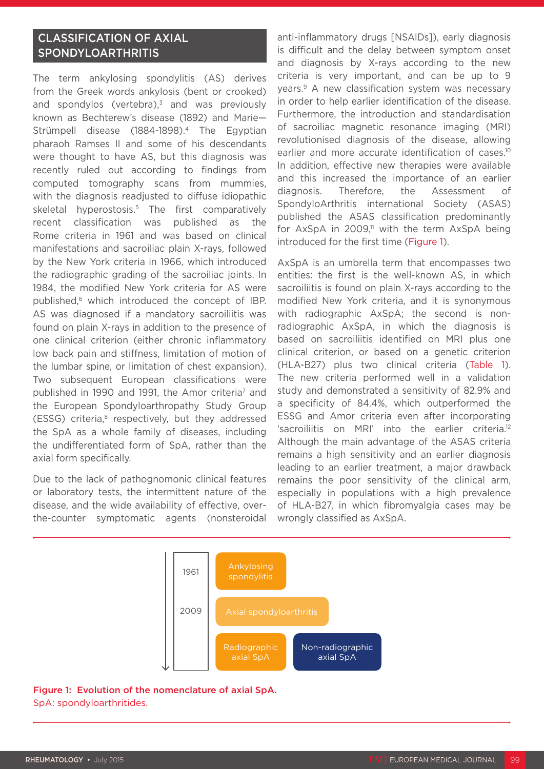## CLASSIFICATION OF AXIAL SPONDYLOARTHRITIS

The term ankylosing spondylitis (AS) derives from the Greek words ankylosis (bent or crooked) and spondylos (vertebra),[3] and was previously known as Bechterew's disease (1892) and Marie—Strümpell disease (1884-1898).[4] The Egyptian pharaoh Ramses II and some of his descendants were thought to have AS, but this diagnosis was recently ruled out according to findings from computed tomography scans from mummies, with the diagnosis readjusted to diffuse idiopathic skeletal hyperostosis.[5] The first comparatively recent classification was published as the Rome criteria in 1961 and was based on clinical manifestations and sacroiliac plain X-rays, followed by the New York criteria in 1966, which introduced the radiographic grading of the sacroiliac joints. In 1984, the modified New York criteria for AS were published,[6] which introduced the concept of IBP. AS was diagnosed if a mandatory sacroiliitis was found on plain X-rays in addition to the presence of one clinical criterion (either chronic inflammatory low back pain and stiffness, limitation of motion of the lumbar spine, or limitation of chest expansion). Two subsequent European classifications were published in 1990 and 1991, the Amor criteria[7] and the European Spondyloarthropathy Study Group (ESSG) criteria,[8] respectively, but they addressed the SpA as a whole family of diseases, including the undifferentiated form of SpA, rather than the axial form specifically.

Due to the lack of pathognomonic clinical features or laboratory tests, the intermittent nature of the disease, and the wide availability of effective, over-the-counter symptomatic agents (nonsteroidal anti-inflammatory drugs [NSAIDs]), early diagnosis is difficult and the delay between symptom onset and diagnosis by X-rays according to the new criteria is very important, and can be up to 9 years.[9] A new classification system was necessary in order to help earlier identification of the disease. Furthermore, the introduction and standardisation of sacroiliac magnetic resonance imaging (MRI) revolutionised diagnosis of the disease, allowing earlier and more accurate identification of cases.[10] In addition, effective new therapies were available and this increased the importance of an earlier diagnosis. Therefore, the Assessment of SpondyloArthritis international Society (ASAS) published the ASAS classification predominantly for AxSpA in 2009,[11] with the term AxSpA being introduced for the first time (Figure 1).

AxSpA is an umbrella term that encompasses two entities: the first is the well-known AS, in which sacroiliitis is found on plain X-rays according to the modified New York criteria, and it is synonymous with radiographic AxSpA; the second is non-radiographic AxSpA, in which the diagnosis is based on sacroiliitis identified on MRI plus one clinical criterion, or based on a genetic criterion (HLA-B27) plus two clinical criteria (Table 1). The new criteria performed well in a validation study and demonstrated a sensitivity of 82.9% and a specificity of 84.4%, which outperformed the ESSG and Amor criteria even after incorporating 'sacroiliitis on MRI' into the earlier criteria.[12] Although the main advantage of the ASAS criteria remains a high sensitivity and an earlier diagnosis leading to an earlier treatment, a major drawback remains the poor sensitivity of the clinical arm, especially in populations with a high prevalence of HLA-B27, in which fibromyalgia cases may be wrongly classified as AxSpA.

| | | |
|---|---|---|
| 1961 | Ankylosing spondylitis | |
| 2009 | Axial spondyloarthritis | |
| | Radiographic axial SpA | Non-radiographic axial SpA |

**Figure 1: Evolution of the nomenclature of axial SpA.**
SpA: spondyloarthritides.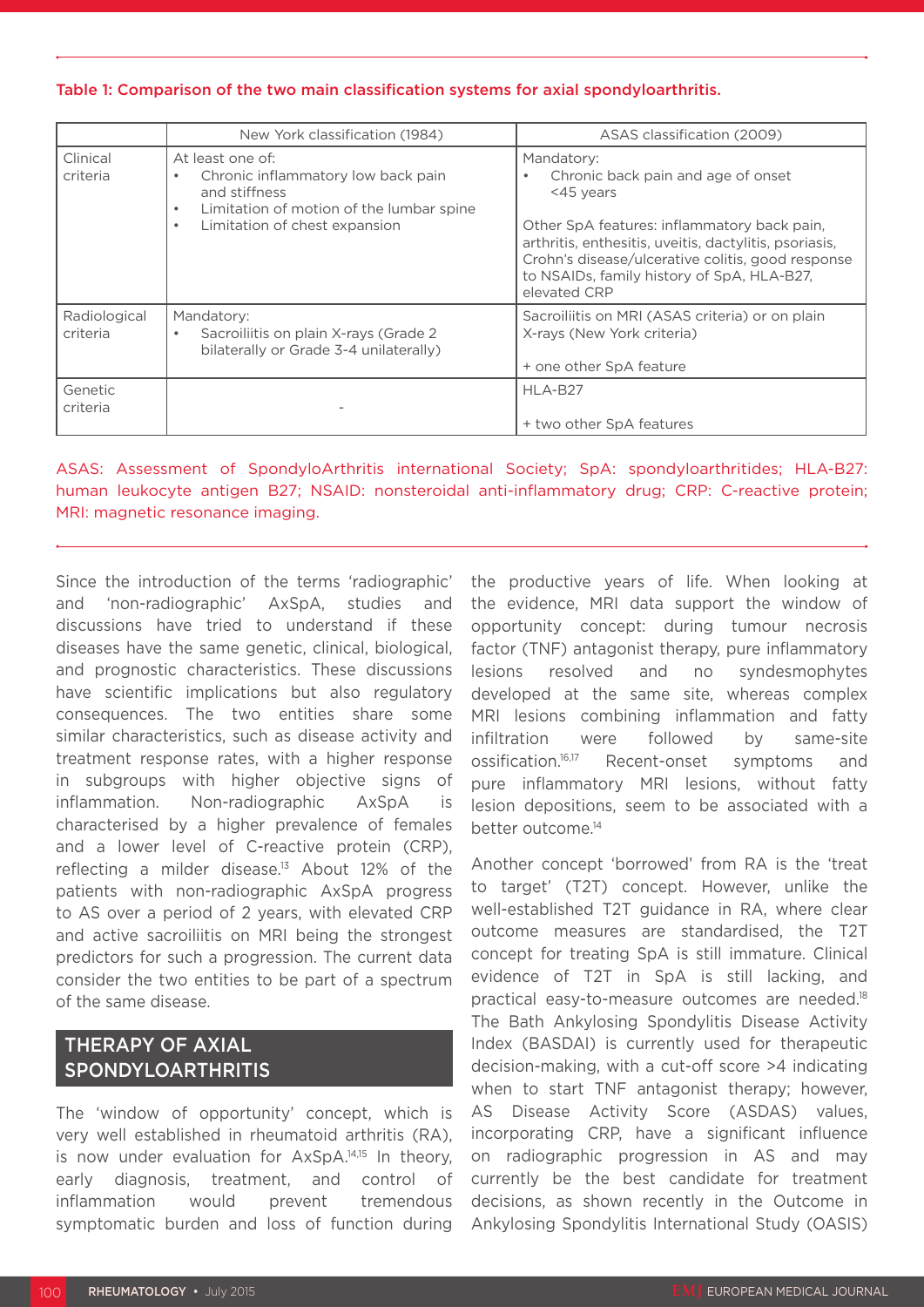**Table 1: Comparison of the two main classification systems for axial spondyloarthritis.**

| | New York classification (1984) | ASAS classification (2009) |
|---|---|---|
| Clinical criteria | At least one of: <br>• Chronic inflammatory low back pain and stiffness <br>• Limitation of motion of the lumbar spine <br>• Limitation of chest expansion | Mandatory: <br>• Chronic back pain and age of onset <45 years <br><br>Other SpA features: inflammatory back pain, arthritis, enthesitis, uveitis, dactylitis, psoriasis, Crohn's disease/ulcerative colitis, good response to NSAIDs, family history of SpA, HLA-B27, elevated CRP |
| Radiological criteria | Mandatory: <br>• Sacroiliitis on plain X-rays (Grade 2 bilaterally or Grade 3-4 unilaterally) | Sacroiliitis on MRI (ASAS criteria) or on plain X-rays (New York criteria) <br><br>+ one other SpA feature |
| Genetic criteria | - | HLA-B27 <br><br>+ two other SpA features |

ASAS: Assessment of SpondyloArthritis international Society; SpA: spondyloarthritides; HLA-B27: human leukocyte antigen B27; NSAID: nonsteroidal anti-inflammatory drug; CRP: C-reactive protein; MRI: magnetic resonance imaging.

Since the introduction of the terms 'radiographic' and 'non-radiographic' AxSpA, studies and discussions have tried to understand if these diseases have the same genetic, clinical, biological, and prognostic characteristics. These discussions have scientific implications but also regulatory consequences. The two entities share some similar characteristics, such as disease activity and treatment response rates, with a higher response in subgroups with higher objective signs of inflammation. Non-radiographic AxSpA is characterised by a higher prevalence of females and a lower level of C-reactive protein (CRP), reflecting a milder disease.[13] About 12% of the patients with non-radiographic AxSpA progress to AS over a period of 2 years, with elevated CRP and active sacroiliitis on MRI being the strongest predictors for such a progression. The current data consider the two entities to be part of a spectrum of the same disease.

## THERAPY OF AXIAL SPONDYLOARTHRITIS

The 'window of opportunity' concept, which is very well established in rheumatoid arthritis (RA), is now under evaluation for AxSpA.[14,15] In theory, early diagnosis, treatment, and control of inflammation would prevent tremendous symptomatic burden and loss of function during the productive years of life. When looking at the evidence, MRI data support the window of opportunity concept: during tumour necrosis factor (TNF) antagonist therapy, pure inflammatory lesions resolved and no syndesmophytes developed at the same site, whereas complex MRI lesions combining inflammation and fatty infiltration were followed by same-site ossification.[16,17] Recent-onset symptoms and pure inflammatory MRI lesions, without fatty lesion depositions, seem to be associated with a better outcome.[14]

Another concept 'borrowed' from RA is the 'treat to target' (T2T) concept. However, unlike the well-established T2T guidance in RA, where clear outcome measures are standardised, the T2T concept for treating SpA is still immature. Clinical evidence of T2T in SpA is still lacking, and practical easy-to-measure outcomes are needed.[18] The Bath Ankylosing Spondylitis Disease Activity Index (BASDAI) is currently used for therapeutic decision-making, with a cut-off score >4 indicating when to start TNF antagonist therapy; however, AS Disease Activity Score (ASDAS) values, incorporating CRP, have a significant influence on radiographic progression in AS and may currently be the best candidate for treatment decisions, as shown recently in the Outcome in Ankylosing Spondylitis International Study (OASIS)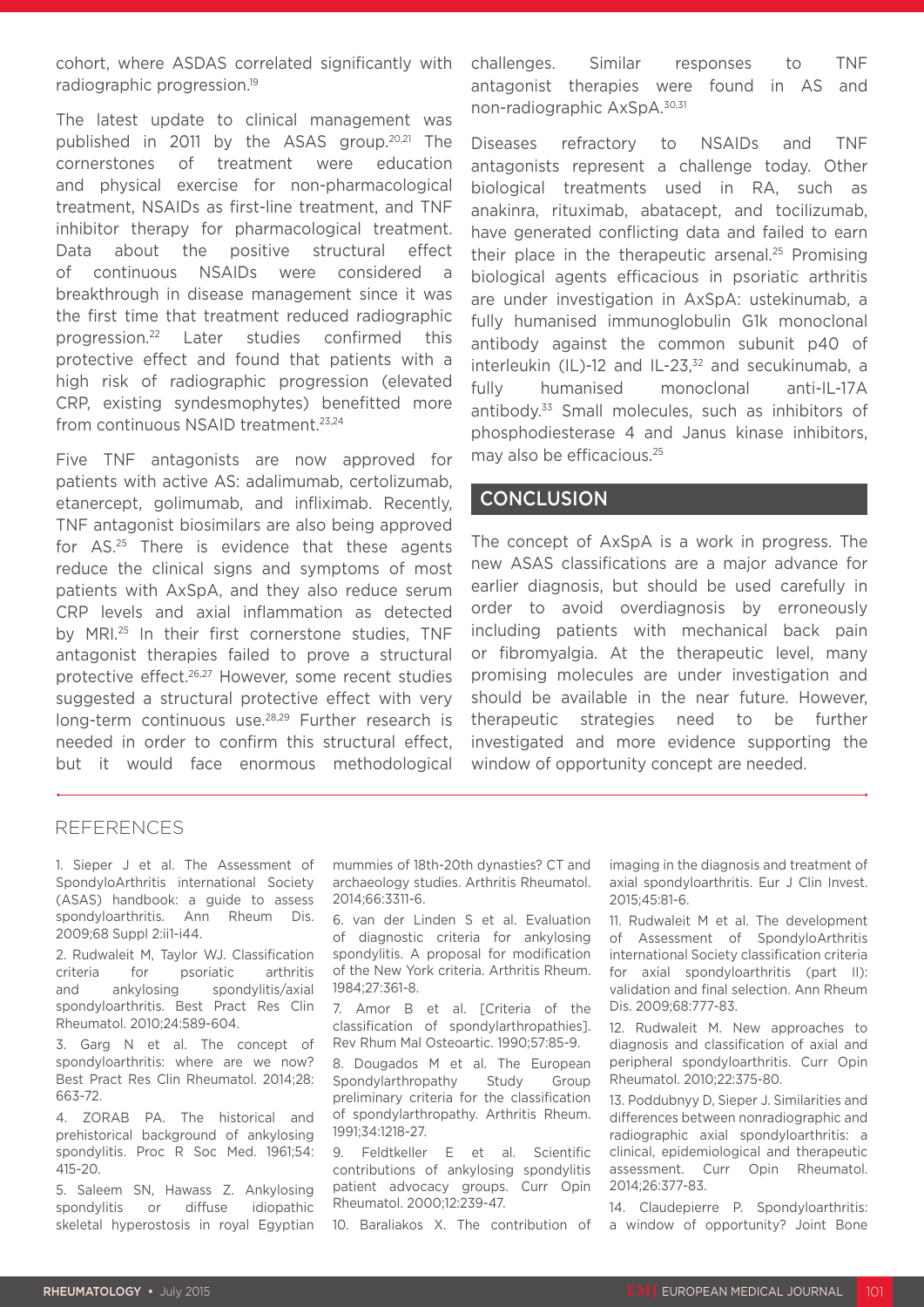cohort, where ASDAS correlated significantly with radiographic progression.[19]

The latest update to clinical management was published in 2011 by the ASAS group.[20,21] The cornerstones of treatment were education and physical exercise for non-pharmacological treatment, NSAIDs as first-line treatment, and TNF inhibitor therapy for pharmacological treatment. Data about the positive structural effect of continuous NSAIDs were considered a breakthrough in disease management since it was the first time that treatment reduced radiographic progression.[22] Later studies confirmed this protective effect and found that patients with a high risk of radiographic progression (elevated CRP, existing syndesmophytes) benefitted more from continuous NSAID treatment.[23,24]

Five TNF antagonists are now approved for patients with active AS: adalimumab, certolizumab, etanercept, golimumab, and infliximab. Recently, TNF antagonist biosimilars are also being approved for AS.[25] There is evidence that these agents reduce the clinical signs and symptoms of most patients with AxSpA, and they also reduce serum CRP levels and axial inflammation as detected by MRI.[25] In their first cornerstone studies, TNF antagonist therapies failed to prove a structural protective effect.[26,27] However, some recent studies suggested a structural protective effect with very long-term continuous use.[28,29] Further research is needed in order to confirm this structural effect, but it would face enormous methodological challenges. Similar responses to TNF antagonist therapies were found in AS and non-radiographic AxSpA.[30,31]

Diseases refractory to NSAIDs and TNF antagonists represent a challenge today. Other biological treatments used in RA, such as anakinra, rituximab, abatacept, and tocilizumab, have generated conflicting data and failed to earn their place in the therapeutic arsenal.[25] Promising biological agents efficacious in psoriatic arthritis are under investigation in AxSpA: ustekinumab, a fully humanised immunoglobulin G1k monoclonal antibody against the common subunit p40 of interleukin (IL)-12 and IL-23,[32] and secukinumab, a fully humanised monoclonal anti-IL-17A antibody.[33] Small molecules, such as inhibitors of phosphodiesterase 4 and Janus kinase inhibitors, may also be efficacious.[25]

## CONCLUSION

The concept of AxSpA is a work in progress. The new ASAS classifications are a major advance for earlier diagnosis, but should be used carefully in order to avoid overdiagnosis by erroneously including patients with mechanical back pain or fibromyalgia. At the therapeutic level, many promising molecules are under investigation and should be available in the near future. However, therapeutic strategies need to be further investigated and more evidence supporting the window of opportunity concept are needed.

## REFERENCES

1. Sieper J et al. The Assessment of SpondyloArthritis international Society (ASAS) handbook: a guide to assess spondyloarthritis. Ann Rheum Dis. 2009;68 Suppl 2:ii1-ii44.

2. Rudwaleit M, Taylor WJ. Classification criteria for psoriatic arthritis and ankylosing spondylitis/axial spondyloarthritis. Best Pract Res Clin Rheumatol. 2010;24:589-604.

3. Garg N et al. The concept of spondyloarthritis: where are we now? Best Pract Res Clin Rheumatol. 2014;28:663-72.

4. ZORAB PA. The historical and prehistorical background of ankylosing spondylitis. Proc R Soc Med. 1961;54:415-20.

5. Saleem SN, Hawass Z. Ankylosing spondylitis or diffuse idiopathic skeletal hyperostosis in royal Egyptian mummies of 18th-20th dynasties? CT and archaeology studies. Arthritis Rheumatol. 2014;66:3311-6.

6. van der Linden S et al. Evaluation of diagnostic criteria for ankylosing spondylitis. A proposal for modification of the New York criteria. Arthritis Rheum. 1984;27:361-8.

7. Amor B et al. [Criteria of the classification of spondylarthropathies]. Rev Rhum Mal Osteoartic. 1990;57:85-9.

8. Dougados M et al. The European Spondylarthropathy Study Group preliminary criteria for the classification of spondylarthropathy. Arthritis Rheum. 1991;34:1218-27.

9. Feldtkeller E et al. Scientific contributions of ankylosing spondylitis patient advocacy groups. Curr Opin Rheumatol. 2000;12:239-47.

10. Baraliakos X. The contribution of imaging in the diagnosis and treatment of axial spondyloarthritis. Eur J Clin Invest. 2015;45:81-6.

11. Rudwaleit M et al. The development of Assessment of SpondyloArthritis international Society classification criteria for axial spondyloarthritis (part II): validation and final selection. Ann Rheum Dis. 2009;68:777-83.

12. Rudwaleit M. New approaches to diagnosis and classification of axial and peripheral spondyloarthritis. Curr Opin Rheumatol. 2010;22:375-80.

13. Poddubnyy D, Sieper J. Similarities and differences between nonradiographic and radiographic axial spondyloarthritis: a clinical, epidemiological and therapeutic assessment. Curr Opin Rheumatol. 2014;26:377-83.

14. Claudepierre P. Spondyloarthritis: a window of opportunity? Joint Bone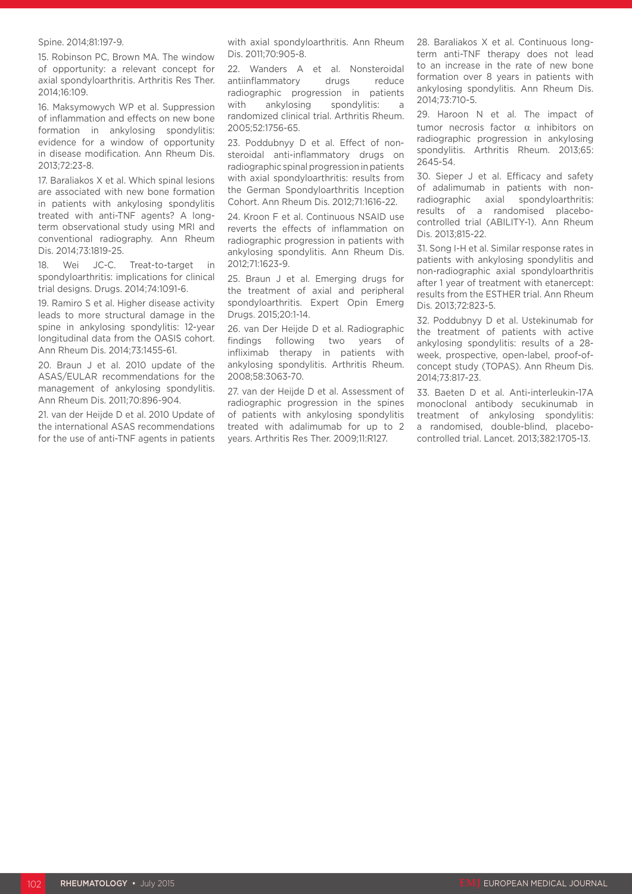Spine. 2014;81:197-9.

15. Robinson PC, Brown MA. The window of opportunity: a relevant concept for axial spondyloarthritis. Arthritis Res Ther. 2014;16:109.

16. Maksymowych WP et al. Suppression of inflammation and effects on new bone formation in ankylosing spondylitis: evidence for a window of opportunity in disease modification. Ann Rheum Dis. 2013;72:23-8.

17. Baraliakos X et al. Which spinal lesions are associated with new bone formation in patients with ankylosing spondylitis treated with anti-TNF agents? A long-term observational study using MRI and conventional radiography. Ann Rheum Dis. 2014;73:1819-25.

18. Wei JC-C. Treat-to-target in spondyloarthritis: implications for clinical trial designs. Drugs. 2014;74:1091-6.

19. Ramiro S et al. Higher disease activity leads to more structural damage in the spine in ankylosing spondylitis: 12-year longitudinal data from the OASIS cohort. Ann Rheum Dis. 2014;73:1455-61.

20. Braun J et al. 2010 update of the ASAS/EULAR recommendations for the management of ankylosing spondylitis. Ann Rheum Dis. 2011;70:896-904.

21. van der Heijde D et al. 2010 Update of the international ASAS recommendations for the use of anti-TNF agents in patients with axial spondyloarthritis. Ann Rheum Dis. 2011;70:905-8.

22. Wanders A et al. Nonsteroidal antiinflammatory drugs reduce radiographic progression in patients with ankylosing spondylitis: a randomized clinical trial. Arthritis Rheum. 2005;52:1756-65.

23. Poddubnyy D et al. Effect of non-steroidal anti-inflammatory drugs on radiographic spinal progression in patients with axial spondyloarthritis: results from the German Spondyloarthritis Inception Cohort. Ann Rheum Dis. 2012;71:1616-22.

24. Kroon F et al. Continuous NSAID use reverts the effects of inflammation on radiographic progression in patients with ankylosing spondylitis. Ann Rheum Dis. 2012;71:1623-9.

25. Braun J et al. Emerging drugs for the treatment of axial and peripheral spondyloarthritis. Expert Opin Emerg Drugs. 2015;20:1-14.

26. van Der Heijde D et al. Radiographic findings following two years of infliximab therapy in patients with ankylosing spondylitis. Arthritis Rheum. 2008;58:3063-70.

27. van der Heijde D et al. Assessment of radiographic progression in the spines of patients with ankylosing spondylitis treated with adalimumab for up to 2 years. Arthritis Res Ther. 2009;11:R127.

28. Baraliakos X et al. Continuous long-term anti-TNF therapy does not lead to an increase in the rate of new bone formation over 8 years in patients with ankylosing spondylitis. Ann Rheum Dis. 2014;73:710-5.

29. Haroon N et al. The impact of tumor necrosis factor $\alpha$ inhibitors on radiographic progression in ankylosing spondylitis. Arthritis Rheum. 2013;65:2645-54.

30. Sieper J et al. Efficacy and safety of adalimumab in patients with non-radiographic axial spondyloarthritis: results of a randomised placebo-controlled trial (ABILITY-1). Ann Rheum Dis. 2013;815-22.

31. Song I-H et al. Similar response rates in patients with ankylosing spondylitis and non-radiographic axial spondyloarthritis after 1 year of treatment with etanercept: results from the ESTHER trial. Ann Rheum Dis. 2013;72:823-5.

32. Poddubnyy D et al. Ustekinumab for the treatment of patients with active ankylosing spondylitis: results of a 28-week, prospective, open-label, proof-of-concept study (TOPAS). Ann Rheum Dis. 2014;73:817-23.

33. Baeten D et al. Anti-interleukin-17A monoclonal antibody secukinumab in treatment of ankylosing spondylitis: a randomised, double-blind, placebo-controlled trial. Lancet. 2013;382:1705-13.